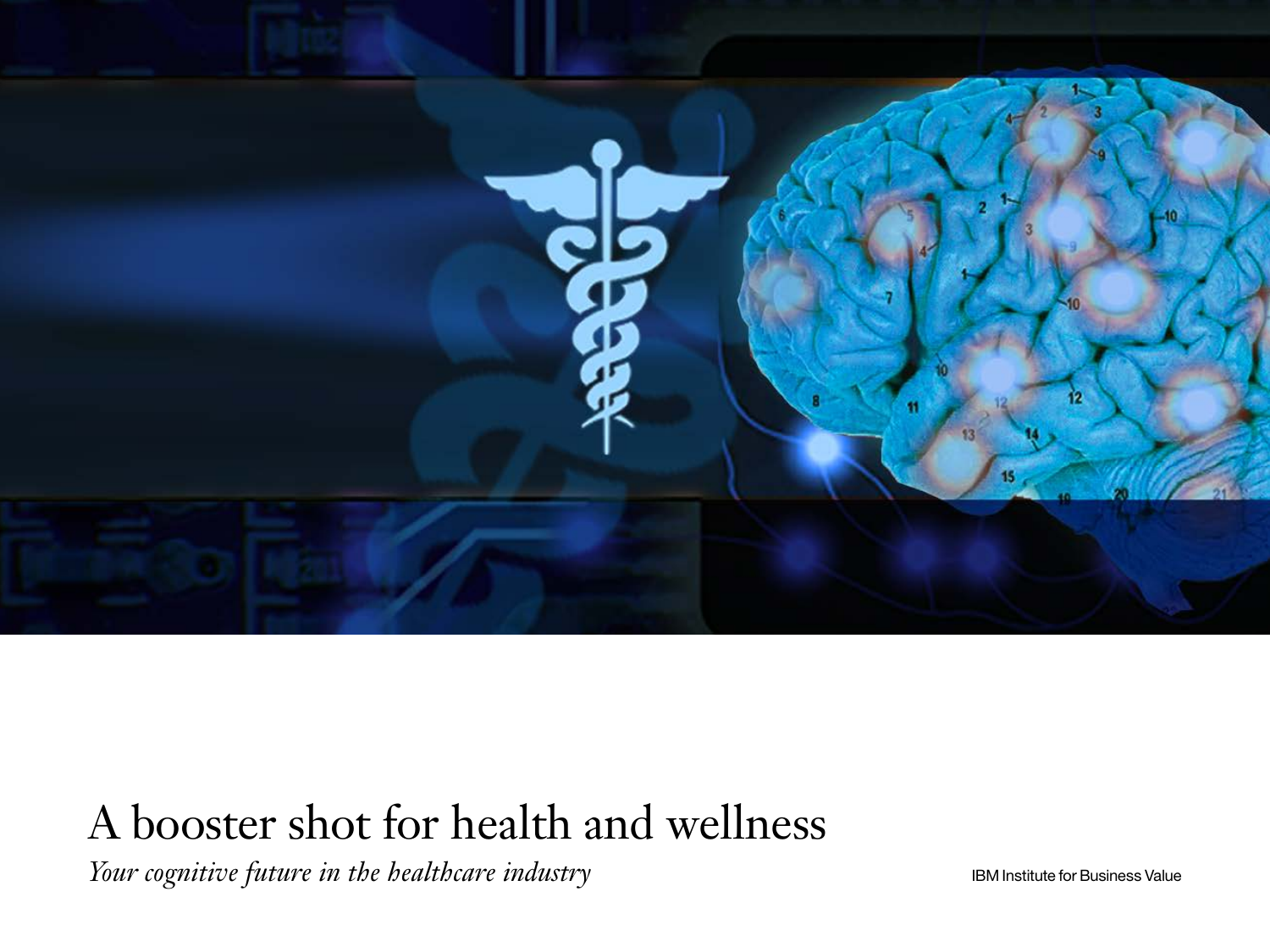# A booster shot for health and wellness

*Your cognitive future in the healthcare industry*

IBM Institute for Business Value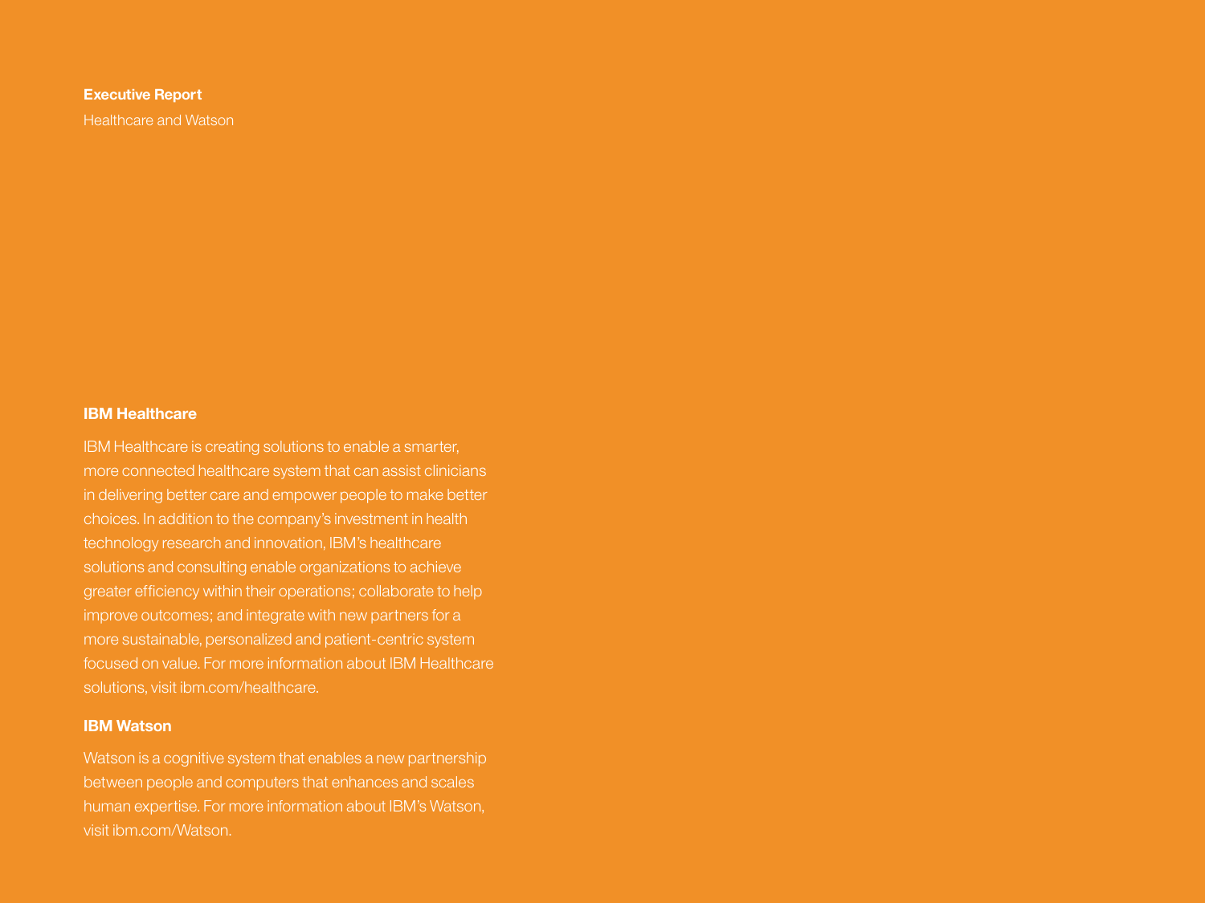**Executive Report**

Healthcare and Watson

## IBM Healthcare

IBM Healthcare is creating solutions to enable a smarter, more connected healthcare system that can assist clinicians in delivering better care and empower people to make better choices. In addition to the company's investment in health technology research and innovation, IBM's healthcare solutions and consulting enable organizations to achieve greater efficiency within their operations; collaborate to help improve outcomes; and integrate with new partners for a more sustainable, personalized and patient-centric system focused on value. For more information about IBM Healthcare solutions, visit ibm.com/healthcare.

## IBM Watson

Watson is a cognitive system that enables a new partnership between people and computers that enhances and scales human expertise. For more information about IBM's Watson, visit ibm.com/Watson.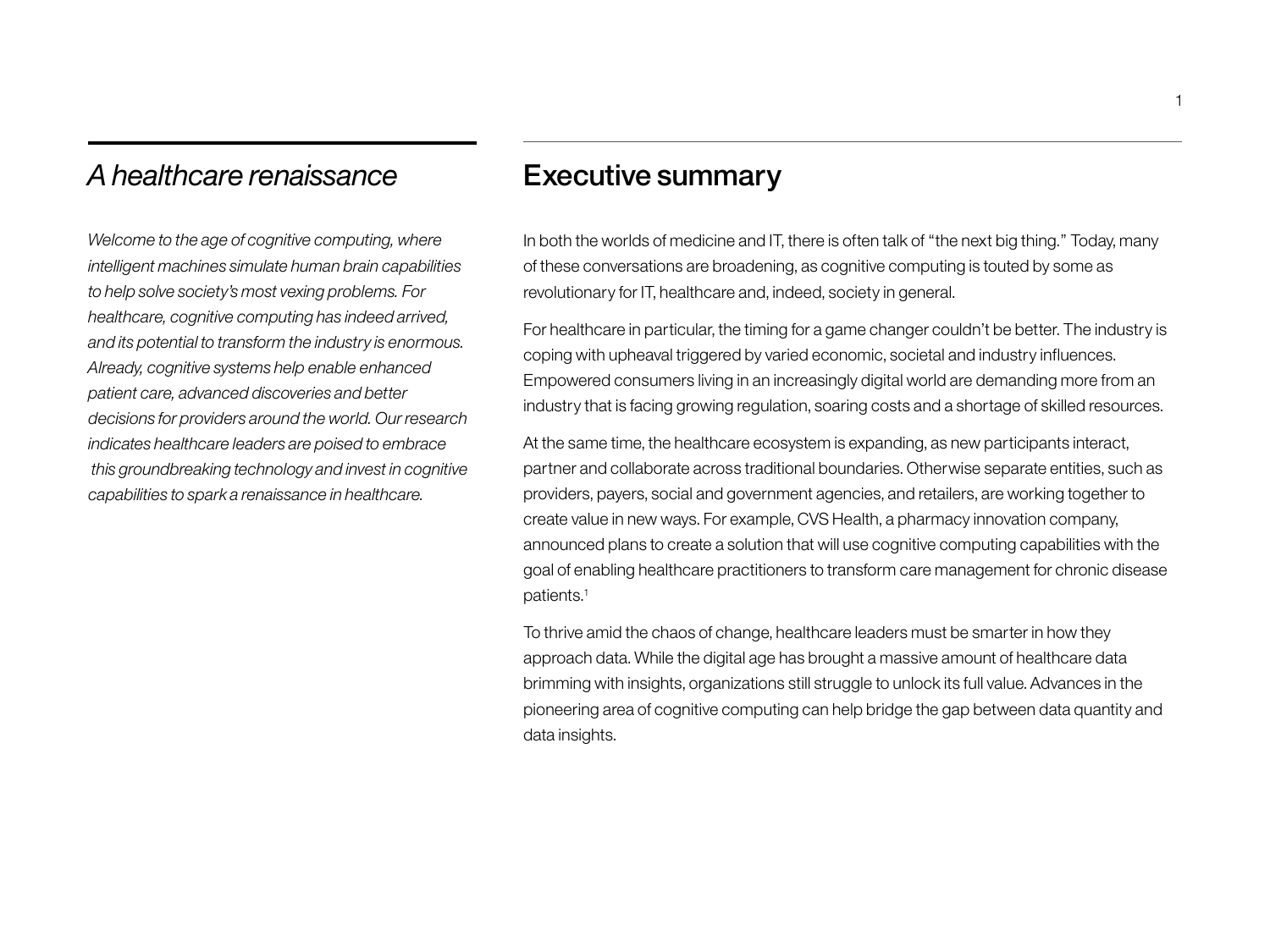## *A healthcare renaissance*

*Welcome to the age of cognitive computing, where intelligent machines simulate human brain capabilities to help solve society's most vexing problems. For healthcare, cognitive computing has indeed arrived, and its potential to transform the industry is enormous. Already, cognitive systems help enable enhanced patient care, advanced discoveries and better decisions for providers around the world. Our research indicates healthcare leaders are poised to embrace this groundbreaking technology and invest in cognitive capabilities to spark a renaissance in healthcare.*

## Executive summary

In both the worlds of medicine and IT, there is often talk of "the next big thing." Today, many of these conversations are broadening, as cognitive computing is touted by some as revolutionary for IT, healthcare and, indeed, society in general.

For healthcare in particular, the timing for a game changer couldn't be better. The industry is coping with upheaval triggered by varied economic, societal and industry influences. Empowered consumers living in an increasingly digital world are demanding more from an industry that is facing growing regulation, soaring costs and a shortage of skilled resources.

At the same time, the healthcare ecosystem is expanding, as new participants interact, partner and collaborate across traditional boundaries. Otherwise separate entities, such as providers, payers, social and government agencies, and retailers, are working together to create value in new ways. For example, CVS Health, a pharmacy innovation company, announced plans to create a solution that will use cognitive computing capabilities with the goal of enabling healthcare practitioners to transform care management for chronic disease patients.[1]

To thrive amid the chaos of change, healthcare leaders must be smarter in how they approach data. While the digital age has brought a massive amount of healthcare data brimming with insights, organizations still struggle to unlock its full value. Advances in the pioneering area of cognitive computing can help bridge the gap between data quantity and data insights.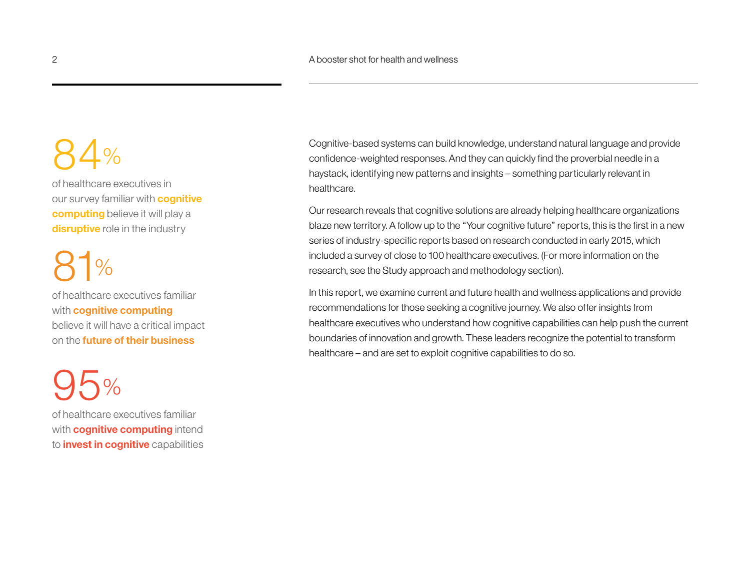84%

of healthcare executives in our survey familiar with **cognitive computing** believe it will play a **disruptive** role in the industry

81%

of healthcare executives familiar with **cognitive computing** believe it will have a critical impact on the **future of their business**

95%

of healthcare executives familiar with **cognitive computing** intend to **invest in cognitive** capabilities

Cognitive-based systems can build knowledge, understand natural language and provide confidence-weighted responses. And they can quickly find the proverbial needle in a haystack, identifying new patterns and insights – something particularly relevant in healthcare.

Our research reveals that cognitive solutions are already helping healthcare organizations blaze new territory. A follow up to the "Your cognitive future" reports, this is the first in a new series of industry-specific reports based on research conducted in early 2015, which included a survey of close to 100 healthcare executives. (For more information on the research, see the Study approach and methodology section).

In this report, we examine current and future health and wellness applications and provide recommendations for those seeking a cognitive journey. We also offer insights from healthcare executives who understand how cognitive capabilities can help push the current boundaries of innovation and growth. These leaders recognize the potential to transform healthcare – and are set to exploit cognitive capabilities to do so.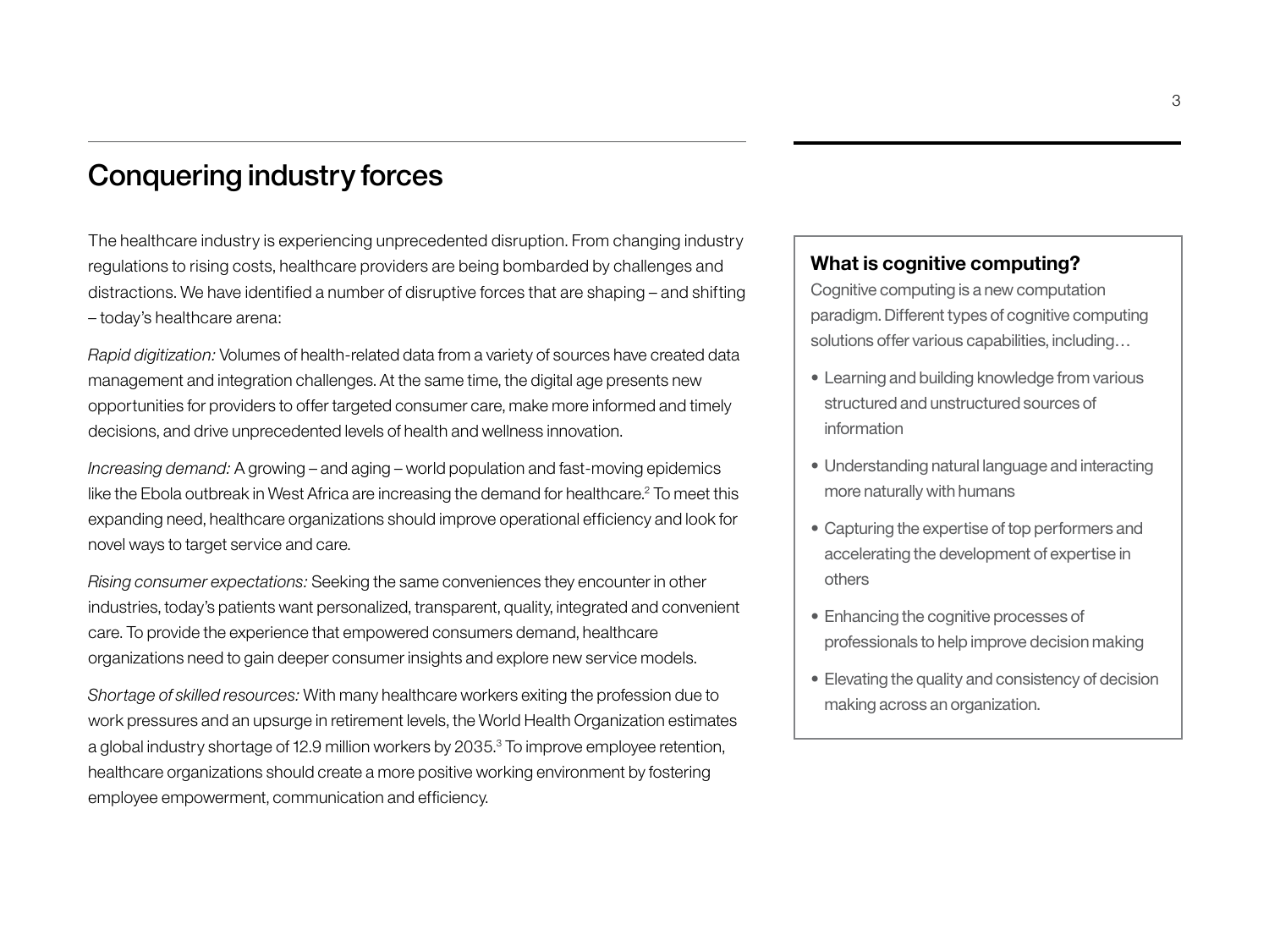# Conquering industry forces

The healthcare industry is experiencing unprecedented disruption. From changing industry regulations to rising costs, healthcare providers are being bombarded by challenges and distractions. We have identified a number of disruptive forces that are shaping – and shifting – today's healthcare arena:

*Rapid digitization:* Volumes of health-related data from a variety of sources have created data management and integration challenges. At the same time, the digital age presents new opportunities for providers to offer targeted consumer care, make more informed and timely decisions, and drive unprecedented levels of health and wellness innovation.

*Increasing demand:* A growing – and aging – world population and fast-moving epidemics like the Ebola outbreak in West Africa are increasing the demand for healthcare.[2] To meet this expanding need, healthcare organizations should improve operational efficiency and look for novel ways to target service and care.

*Rising consumer expectations:* Seeking the same conveniences they encounter in other industries, today's patients want personalized, transparent, quality, integrated and convenient care. To provide the experience that empowered consumers demand, healthcare organizations need to gain deeper consumer insights and explore new service models.

*Shortage of skilled resources:* With many healthcare workers exiting the profession due to work pressures and an upsurge in retirement levels, the World Health Organization estimates a global industry shortage of 12.9 million workers by 2035.[3] To improve employee retention, healthcare organizations should create a more positive working environment by fostering employee empowerment, communication and efficiency.

### What is cognitive computing?

Cognitive computing is a new computation paradigm. Different types of cognitive computing solutions offer various capabilities, including…

- Learning and building knowledge from various structured and unstructured sources of information
- Understanding natural language and interacting more naturally with humans
- Capturing the expertise of top performers and accelerating the development of expertise in others
- Enhancing the cognitive processes of professionals to help improve decision making
- Elevating the quality and consistency of decision making across an organization.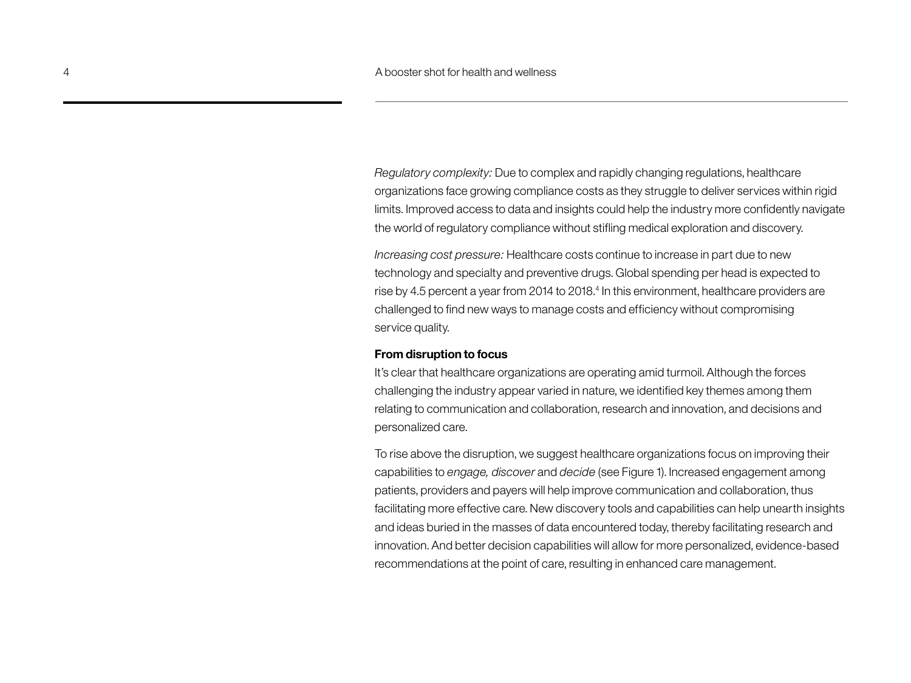*Regulatory complexity:* Due to complex and rapidly changing regulations, healthcare organizations face growing compliance costs as they struggle to deliver services within rigid limits. Improved access to data and insights could help the industry more confidently navigate the world of regulatory compliance without stifling medical exploration and discovery.

*Increasing cost pressure:* Healthcare costs continue to increase in part due to new technology and specialty and preventive drugs. Global spending per head is expected to rise by 4.5 percent a year from 2014 to 2018.[4] In this environment, healthcare providers are challenged to find new ways to manage costs and efficiency without compromising service quality.

**From disruption to focus**

It's clear that healthcare organizations are operating amid turmoil. Although the forces challenging the industry appear varied in nature, we identified key themes among them relating to communication and collaboration, research and innovation, and decisions and personalized care.

To rise above the disruption, we suggest healthcare organizations focus on improving their capabilities to *engage, discover* and *decide* (see Figure 1). Increased engagement among patients, providers and payers will help improve communication and collaboration, thus facilitating more effective care. New discovery tools and capabilities can help unearth insights and ideas buried in the masses of data encountered today, thereby facilitating research and innovation. And better decision capabilities will allow for more personalized, evidence-based recommendations at the point of care, resulting in enhanced care management.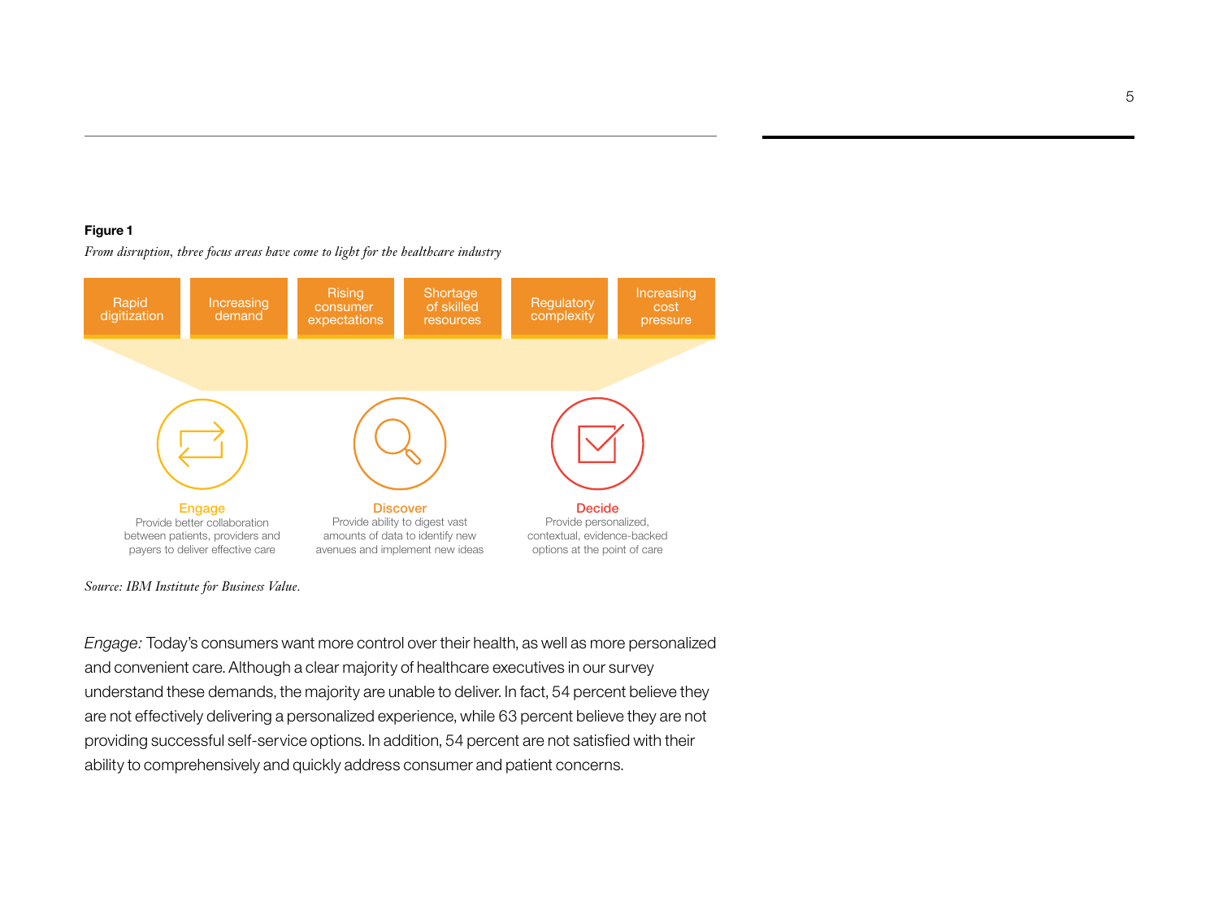**Figure 1**

*From disruption, three focus areas have come to light for the healthcare industry*

Rapid digitization | Increasing demand | Rising consumer expectations | Shortage of skilled resources | Regulatory complexity | Increasing cost pressure

**Engage**
Provide better collaboration between patients, providers and payers to deliver effective care

**Discover**
Provide ability to digest vast amounts of data to identify new avenues and implement new ideas

**Decide**
Provide personalized, contextual, evidence-backed options at the point of care

*Source: IBM Institute for Business Value.*

*Engage:* Today's consumers want more control over their health, as well as more personalized and convenient care. Although a clear majority of healthcare executives in our survey understand these demands, the majority are unable to deliver. In fact, 54 percent believe they are not effectively delivering a personalized experience, while 63 percent believe they are not providing successful self-service options. In addition, 54 percent are not satisfied with their ability to comprehensively and quickly address consumer and patient concerns.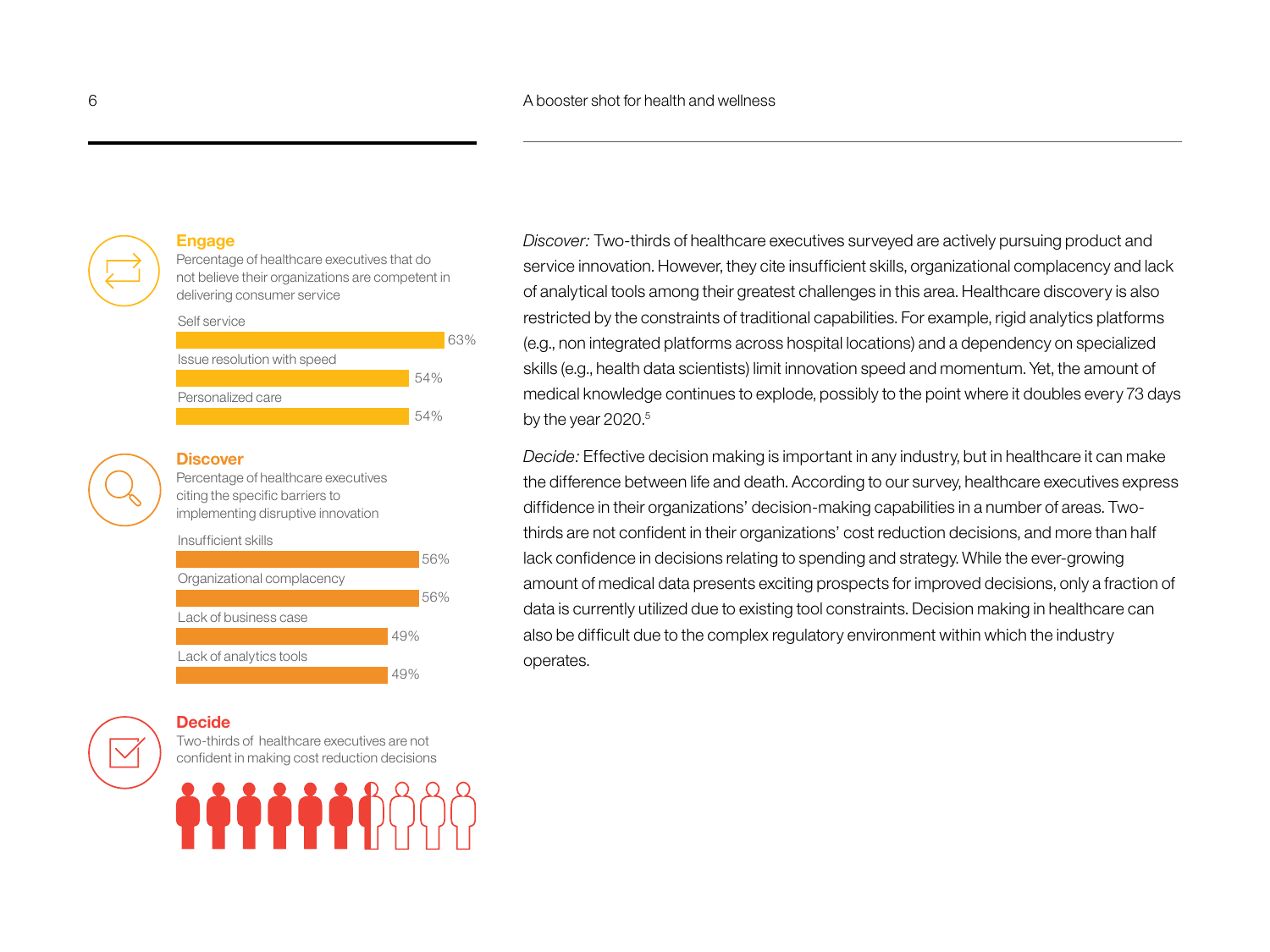### Engage

Percentage of healthcare executives that do not believe their organizations are competent in delivering consumer service

| Area | Percentage |
| --- | --- |
| Self service | 63% |
| Issue resolution with speed | 54% |
| Personalized care | 54% |

### Discover

Percentage of healthcare executives citing the specific barriers to implementing disruptive innovation

| Barrier | Percentage |
| --- | --- |
| Insufficient skills | 56% |
| Organizational complacency | 56% |
| Lack of business case | 49% |
| Lack of analytics tools | 49% |

### Decide

Two-thirds of healthcare executives are not confident in making cost reduction decisions

*Discover:* Two-thirds of healthcare executives surveyed are actively pursuing product and service innovation. However, they cite insufficient skills, organizational complacency and lack of analytical tools among their greatest challenges in this area. Healthcare discovery is also restricted by the constraints of traditional capabilities. For example, rigid analytics platforms (e.g., non integrated platforms across hospital locations) and a dependency on specialized skills (e.g., health data scientists) limit innovation speed and momentum. Yet, the amount of medical knowledge continues to explode, possibly to the point where it doubles every 73 days by the year 2020.[5]

*Decide:* Effective decision making is important in any industry, but in healthcare it can make the difference between life and death. According to our survey, healthcare executives express diffidence in their organizations' decision-making capabilities in a number of areas. Two-thirds are not confident in their organizations' cost reduction decisions, and more than half lack confidence in decisions relating to spending and strategy. While the ever-growing amount of medical data presents exciting prospects for improved decisions, only a fraction of data is currently utilized due to existing tool constraints. Decision making in healthcare can also be difficult due to the complex regulatory environment within which the industry operates.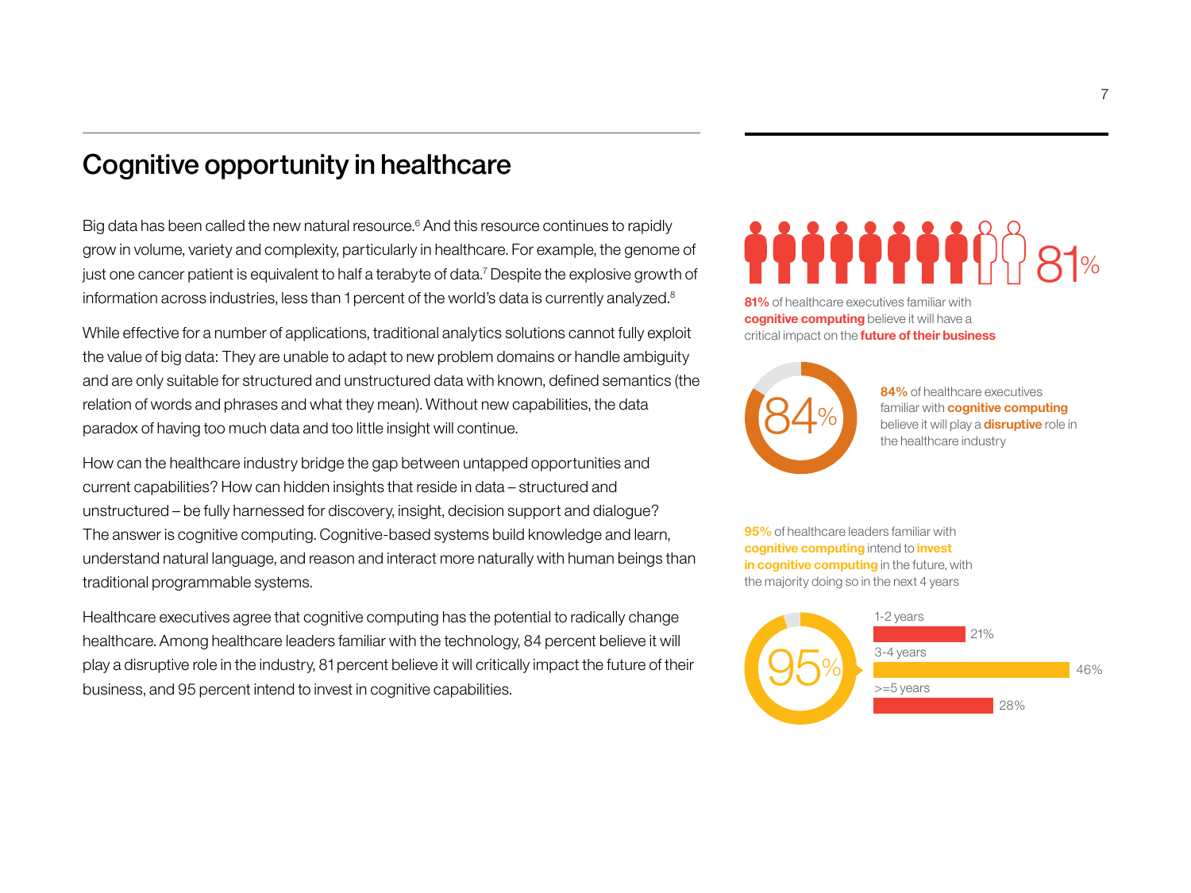## Cognitive opportunity in healthcare

Big data has been called the new natural resource.[6] And this resource continues to rapidly grow in volume, variety and complexity, particularly in healthcare. For example, the genome of just one cancer patient is equivalent to half a terabyte of data.[7] Despite the explosive growth of information across industries, less than 1 percent of the world's data is currently analyzed.[8]

While effective for a number of applications, traditional analytics solutions cannot fully exploit the value of big data: They are unable to adapt to new problem domains or handle ambiguity and are only suitable for structured and unstructured data with known, defined semantics (the relation of words and phrases and what they mean). Without new capabilities, the data paradox of having too much data and too little insight will continue.

How can the healthcare industry bridge the gap between untapped opportunities and current capabilities? How can hidden insights that reside in data – structured and unstructured – be fully harnessed for discovery, insight, decision support and dialogue? The answer is cognitive computing. Cognitive-based systems build knowledge and learn, understand natural language, and reason and interact more naturally with human beings than traditional programmable systems.

Healthcare executives agree that cognitive computing has the potential to radically change healthcare. Among healthcare leaders familiar with the technology, 84 percent believe it will play a disruptive role in the industry, 81 percent believe it will critically impact the future of their business, and 95 percent intend to invest in cognitive capabilities.

81%

**81%** of healthcare executives familiar with **cognitive computing** believe it will have a critical impact on the **future of their business**

84%

**84%** of healthcare executives familiar with **cognitive computing** believe it will play a **disruptive** role in the healthcare industry

**95%** of healthcare leaders familiar with **cognitive computing** intend to **invest in cognitive computing** in the future, with the majority doing so in the next 4 years

95%

| Timeframe | Percent |
|---|---|
| 1-2 years | 21% |
| 3-4 years | 46% |
| >=5 years | 28% |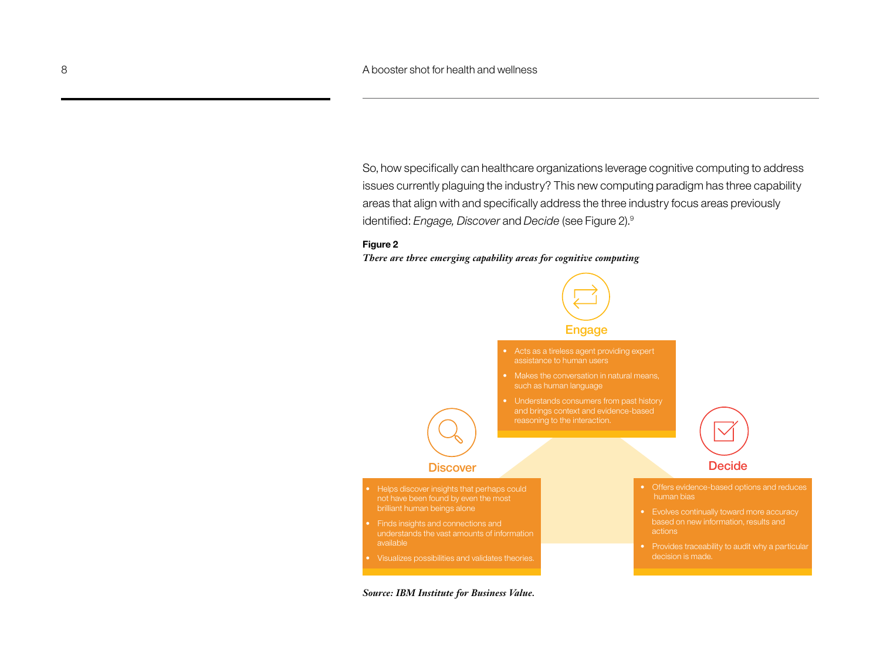So, how specifically can healthcare organizations leverage cognitive computing to address issues currently plaguing the industry? This new computing paradigm has three capability areas that align with and specifically address the three industry focus areas previously identified: *Engage, Discover* and *Decide* (see Figure 2).[9]

**Figure 2**

*There are three emerging capability areas for cognitive computing*

**Engage**

- Acts as a tireless agent providing expert assistance to human users
- Makes the conversation in natural means, such as human language
- Understands consumers from past history and brings context and evidence-based reasoning to the interaction.

**Discover**

- Helps discover insights that perhaps could not have been found by even the most brilliant human beings alone
- Finds insights and connections and understands the vast amounts of information available
- Visualizes possibilities and validates theories.

**Decide**

- Offers evidence-based options and reduces human bias
- Evolves continually toward more accuracy based on new information, results and actions
- Provides traceability to audit why a particular decision is made.

*Source: IBM Institute for Business Value.*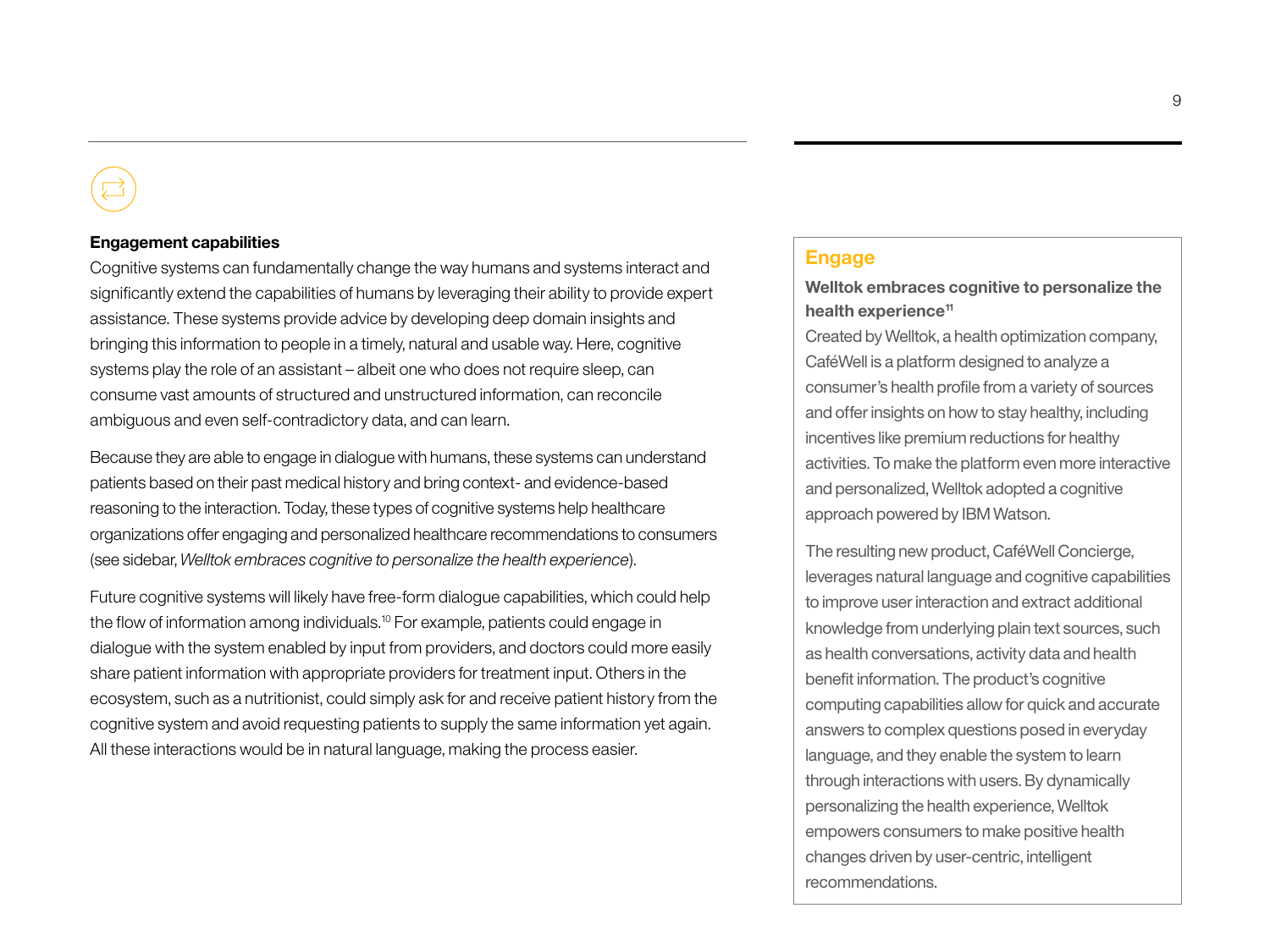## Engagement capabilities

Cognitive systems can fundamentally change the way humans and systems interact and significantly extend the capabilities of humans by leveraging their ability to provide expert assistance. These systems provide advice by developing deep domain insights and bringing this information to people in a timely, natural and usable way. Here, cognitive systems play the role of an assistant – albeit one who does not require sleep, can consume vast amounts of structured and unstructured information, can reconcile ambiguous and even self-contradictory data, and can learn.

Because they are able to engage in dialogue with humans, these systems can understand patients based on their past medical history and bring context- and evidence-based reasoning to the interaction. Today, these types of cognitive systems help healthcare organizations offer engaging and personalized healthcare recommendations to consumers (see sidebar, *Welltok embraces cognitive to personalize the health experience*).

Future cognitive systems will likely have free-form dialogue capabilities, which could help the flow of information among individuals.[10] For example, patients could engage in dialogue with the system enabled by input from providers, and doctors could more easily share patient information with appropriate providers for treatment input. Others in the ecosystem, such as a nutritionist, could simply ask for and receive patient history from the cognitive system and avoid requesting patients to supply the same information yet again. All these interactions would be in natural language, making the process easier.

### Engage

**Welltok embraces cognitive to personalize the health experience[11]**

Created by Welltok, a health optimization company, CaféWell is a platform designed to analyze a consumer's health profile from a variety of sources and offer insights on how to stay healthy, including incentives like premium reductions for healthy activities. To make the platform even more interactive and personalized, Welltok adopted a cognitive approach powered by IBM Watson.

The resulting new product, CaféWell Concierge, leverages natural language and cognitive capabilities to improve user interaction and extract additional knowledge from underlying plain text sources, such as health conversations, activity data and health benefit information. The product's cognitive computing capabilities allow for quick and accurate answers to complex questions posed in everyday language, and they enable the system to learn through interactions with users. By dynamically personalizing the health experience, Welltok empowers consumers to make positive health changes driven by user-centric, intelligent recommendations.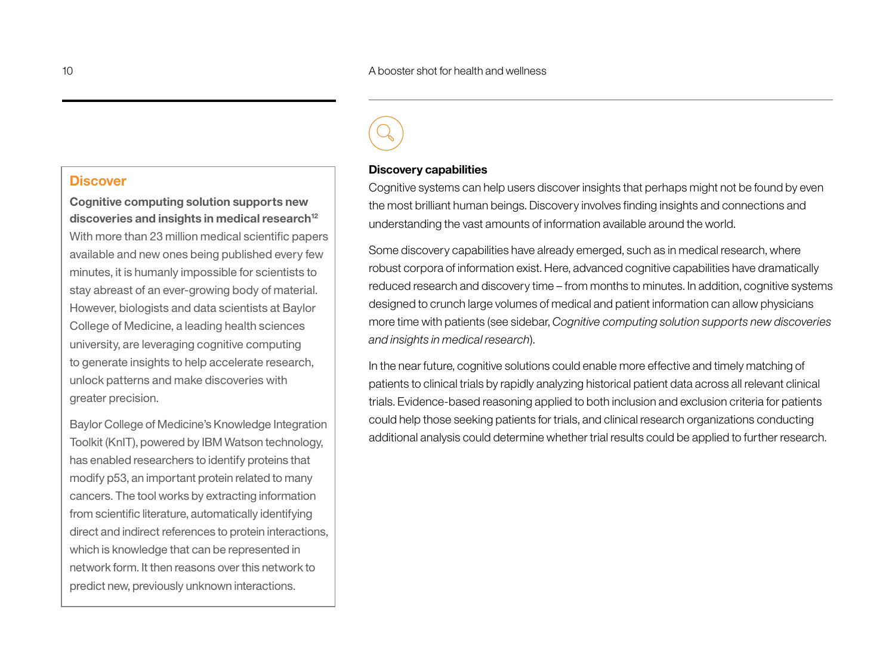## Discovery capabilities

Cognitive systems can help users discover insights that perhaps might not be found by even the most brilliant human beings. Discovery involves finding insights and connections and understanding the vast amounts of information available around the world.

Some discovery capabilities have already emerged, such as in medical research, where robust corpora of information exist. Here, advanced cognitive capabilities have dramatically reduced research and discovery time – from months to minutes. In addition, cognitive systems designed to crunch large volumes of medical and patient information can allow physicians more time with patients (see sidebar, *Cognitive computing solution supports new discoveries and insights in medical research*).

In the near future, cognitive solutions could enable more effective and timely matching of patients to clinical trials by rapidly analyzing historical patient data across all relevant clinical trials. Evidence-based reasoning applied to both inclusion and exclusion criteria for patients could help those seeking patients for trials, and clinical research organizations conducting additional analysis could determine whether trial results could be applied to further research.

### Discover

**Cognitive computing solution supports new discoveries and insights in medical research[12]**

With more than 23 million medical scientific papers available and new ones being published every few minutes, it is humanly impossible for scientists to stay abreast of an ever-growing body of material. However, biologists and data scientists at Baylor College of Medicine, a leading health sciences university, are leveraging cognitive computing to generate insights to help accelerate research, unlock patterns and make discoveries with greater precision.

Baylor College of Medicine's Knowledge Integration Toolkit (KnIT), powered by IBM Watson technology, has enabled researchers to identify proteins that modify p53, an important protein related to many cancers. The tool works by extracting information from scientific literature, automatically identifying direct and indirect references to protein interactions, which is knowledge that can be represented in network form. It then reasons over this network to predict new, previously unknown interactions.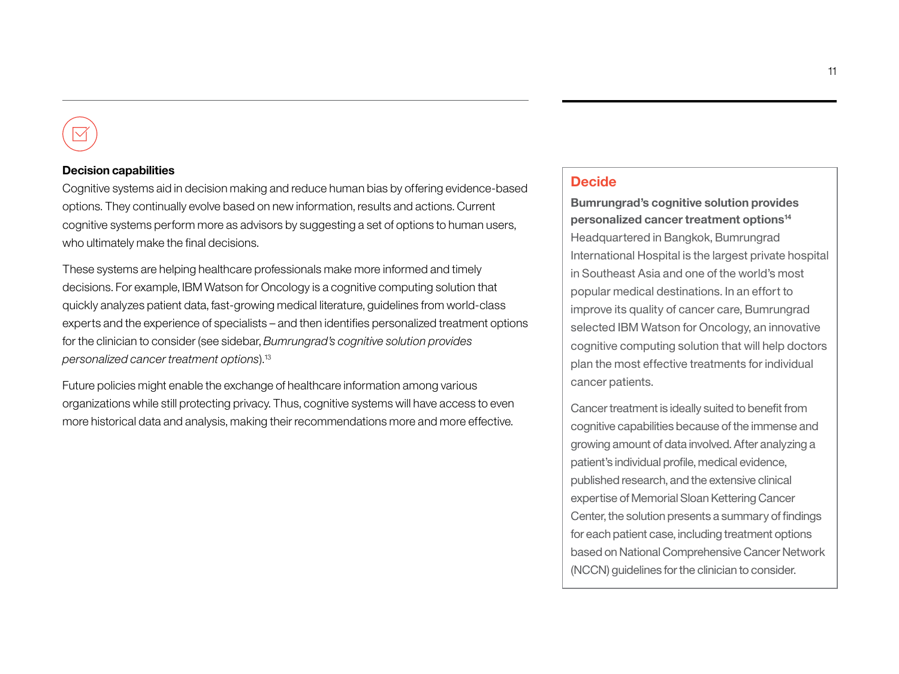### Decision capabilities

Cognitive systems aid in decision making and reduce human bias by offering evidence-based options. They continually evolve based on new information, results and actions. Current cognitive systems perform more as advisors by suggesting a set of options to human users, who ultimately make the final decisions.

These systems are helping healthcare professionals make more informed and timely decisions. For example, IBM Watson for Oncology is a cognitive computing solution that quickly analyzes patient data, fast-growing medical literature, guidelines from world-class experts and the experience of specialists – and then identifies personalized treatment options for the clinician to consider (see sidebar, *Bumrungrad's cognitive solution provides personalized cancer treatment options*).[13]

Future policies might enable the exchange of healthcare information among various organizations while still protecting privacy. Thus, cognitive systems will have access to even more historical data and analysis, making their recommendations more and more effective.

## Decide

**Bumrungrad's cognitive solution provides personalized cancer treatment options**[14]

Headquartered in Bangkok, Bumrungrad International Hospital is the largest private hospital in Southeast Asia and one of the world's most popular medical destinations. In an effort to improve its quality of cancer care, Bumrungrad selected IBM Watson for Oncology, an innovative cognitive computing solution that will help doctors plan the most effective treatments for individual cancer patients.

Cancer treatment is ideally suited to benefit from cognitive capabilities because of the immense and growing amount of data involved. After analyzing a patient's individual profile, medical evidence, published research, and the extensive clinical expertise of Memorial Sloan Kettering Cancer Center, the solution presents a summary of findings for each patient case, including treatment options based on National Comprehensive Cancer Network (NCCN) guidelines for the clinician to consider.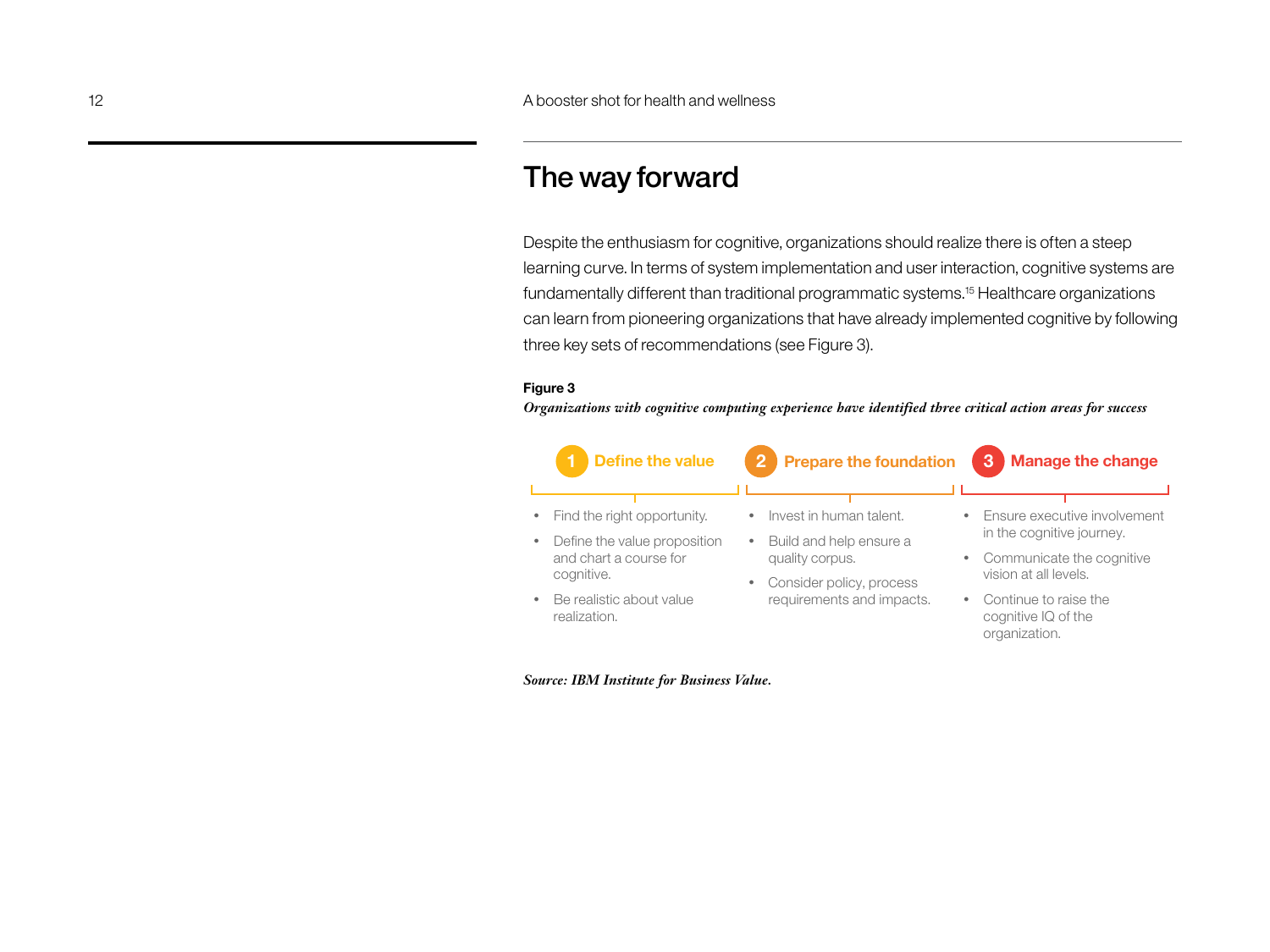## The way forward

Despite the enthusiasm for cognitive, organizations should realize there is often a steep learning curve. In terms of system implementation and user interaction, cognitive systems are fundamentally different than traditional programmatic systems.[15] Healthcare organizations can learn from pioneering organizations that have already implemented cognitive by following three key sets of recommendations (see Figure 3).

**Figure 3**

***Organizations with cognitive computing experience have identified three critical action areas for success***

**1 Define the value**

- Find the right opportunity.
- Define the value proposition and chart a course for cognitive.
- Be realistic about value realization.

**2 Prepare the foundation**

- Invest in human talent.
- Build and help ensure a quality corpus.
- Consider policy, process requirements and impacts.

**3 Manage the change**

- Ensure executive involvement in the cognitive journey.
- Communicate the cognitive vision at all levels.
- Continue to raise the cognitive IQ of the organization.

*Source: IBM Institute for Business Value.*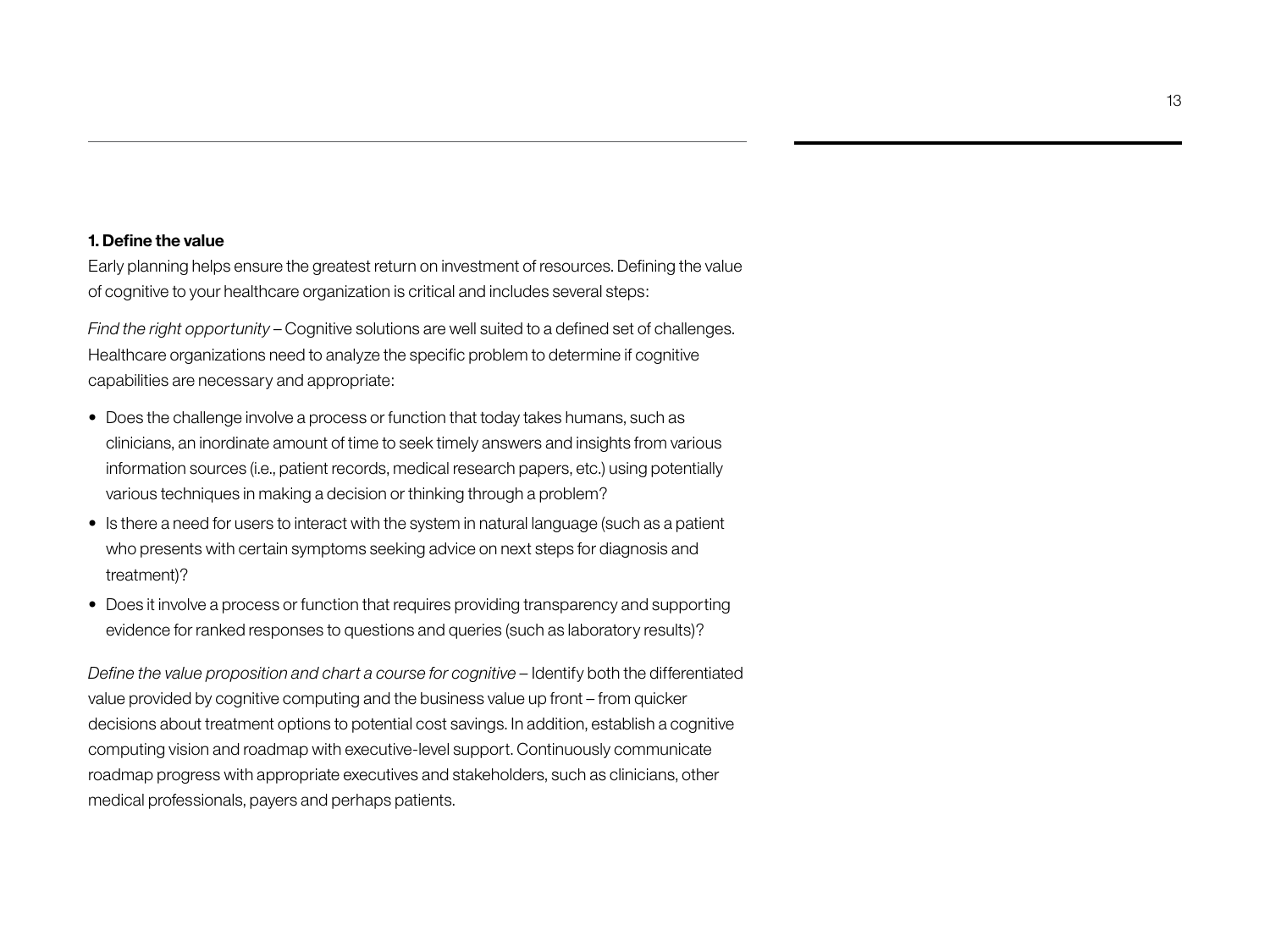**1. Define the value**

Early planning helps ensure the greatest return on investment of resources. Defining the value of cognitive to your healthcare organization is critical and includes several steps:

*Find the right opportunity* – Cognitive solutions are well suited to a defined set of challenges. Healthcare organizations need to analyze the specific problem to determine if cognitive capabilities are necessary and appropriate:

- Does the challenge involve a process or function that today takes humans, such as clinicians, an inordinate amount of time to seek timely answers and insights from various information sources (i.e., patient records, medical research papers, etc.) using potentially various techniques in making a decision or thinking through a problem?
- Is there a need for users to interact with the system in natural language (such as a patient who presents with certain symptoms seeking advice on next steps for diagnosis and treatment)?
- Does it involve a process or function that requires providing transparency and supporting evidence for ranked responses to questions and queries (such as laboratory results)?

*Define the value proposition and chart a course for cognitive* – Identify both the differentiated value provided by cognitive computing and the business value up front – from quicker decisions about treatment options to potential cost savings. In addition, establish a cognitive computing vision and roadmap with executive-level support. Continuously communicate roadmap progress with appropriate executives and stakeholders, such as clinicians, other medical professionals, payers and perhaps patients.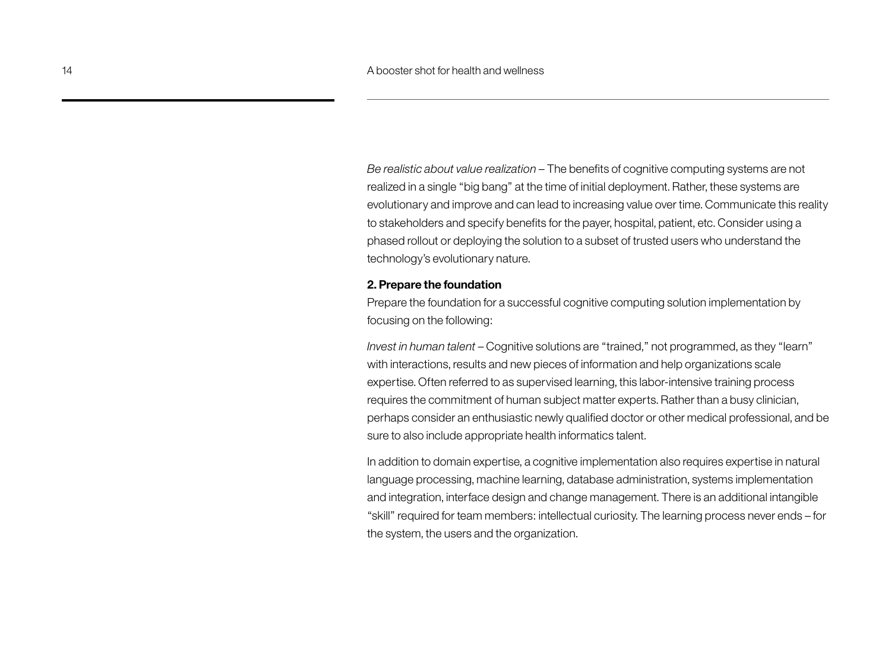*Be realistic about value realization* – The benefits of cognitive computing systems are not realized in a single "big bang" at the time of initial deployment. Rather, these systems are evolutionary and improve and can lead to increasing value over time. Communicate this reality to stakeholders and specify benefits for the payer, hospital, patient, etc. Consider using a phased rollout or deploying the solution to a subset of trusted users who understand the technology's evolutionary nature.

**2. Prepare the foundation**

Prepare the foundation for a successful cognitive computing solution implementation by focusing on the following:

*Invest in human talent* – Cognitive solutions are "trained," not programmed, as they "learn" with interactions, results and new pieces of information and help organizations scale expertise. Often referred to as supervised learning, this labor-intensive training process requires the commitment of human subject matter experts. Rather than a busy clinician, perhaps consider an enthusiastic newly qualified doctor or other medical professional, and be sure to also include appropriate health informatics talent.

In addition to domain expertise, a cognitive implementation also requires expertise in natural language processing, machine learning, database administration, systems implementation and integration, interface design and change management. There is an additional intangible "skill" required for team members: intellectual curiosity. The learning process never ends – for the system, the users and the organization.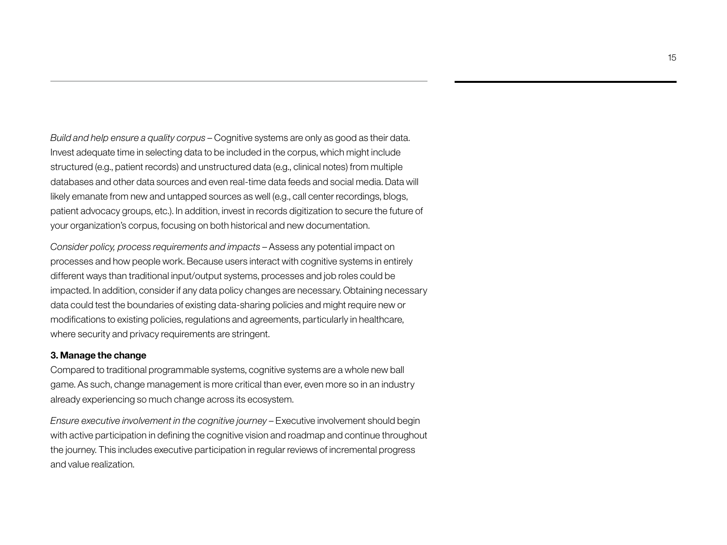*Build and help ensure a quality corpus* – Cognitive systems are only as good as their data. Invest adequate time in selecting data to be included in the corpus, which might include structured (e.g., patient records) and unstructured data (e.g., clinical notes) from multiple databases and other data sources and even real-time data feeds and social media. Data will likely emanate from new and untapped sources as well (e.g., call center recordings, blogs, patient advocacy groups, etc.). In addition, invest in records digitization to secure the future of your organization's corpus, focusing on both historical and new documentation.

*Consider policy, process requirements and impacts* – Assess any potential impact on processes and how people work. Because users interact with cognitive systems in entirely different ways than traditional input/output systems, processes and job roles could be impacted. In addition, consider if any data policy changes are necessary. Obtaining necessary data could test the boundaries of existing data-sharing policies and might require new or modifications to existing policies, regulations and agreements, particularly in healthcare, where security and privacy requirements are stringent.

**3. Manage the change**

Compared to traditional programmable systems, cognitive systems are a whole new ball game. As such, change management is more critical than ever, even more so in an industry already experiencing so much change across its ecosystem.

*Ensure executive involvement in the cognitive journey* – Executive involvement should begin with active participation in defining the cognitive vision and roadmap and continue throughout the journey. This includes executive participation in regular reviews of incremental progress and value realization.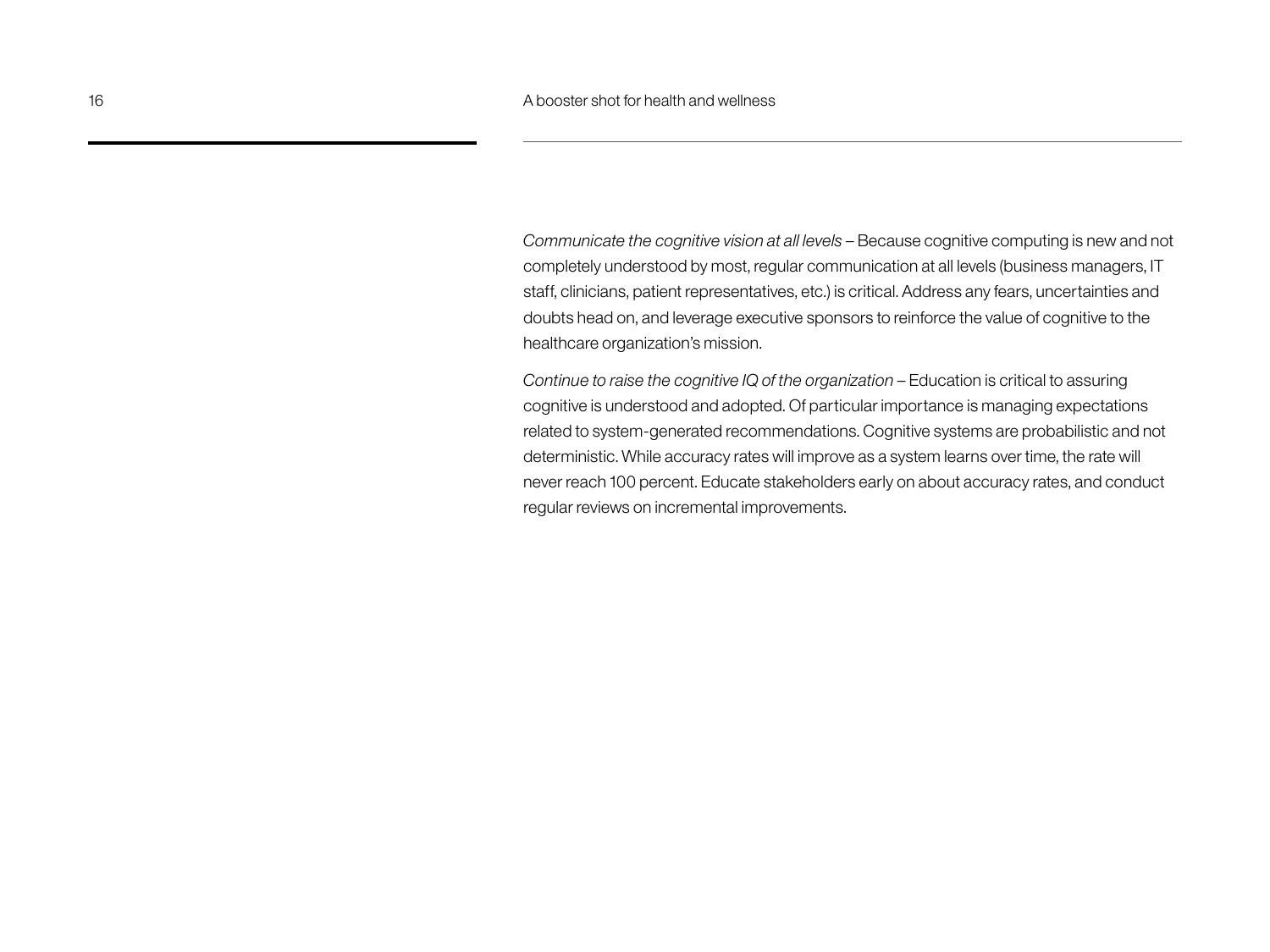*Communicate the cognitive vision at all levels* – Because cognitive computing is new and not completely understood by most, regular communication at all levels (business managers, IT staff, clinicians, patient representatives, etc.) is critical. Address any fears, uncertainties and doubts head on, and leverage executive sponsors to reinforce the value of cognitive to the healthcare organization's mission.

*Continue to raise the cognitive IQ of the organization* – Education is critical to assuring cognitive is understood and adopted. Of particular importance is managing expectations related to system-generated recommendations. Cognitive systems are probabilistic and not deterministic. While accuracy rates will improve as a system learns over time, the rate will never reach 100 percent. Educate stakeholders early on about accuracy rates, and conduct regular reviews on incremental improvements.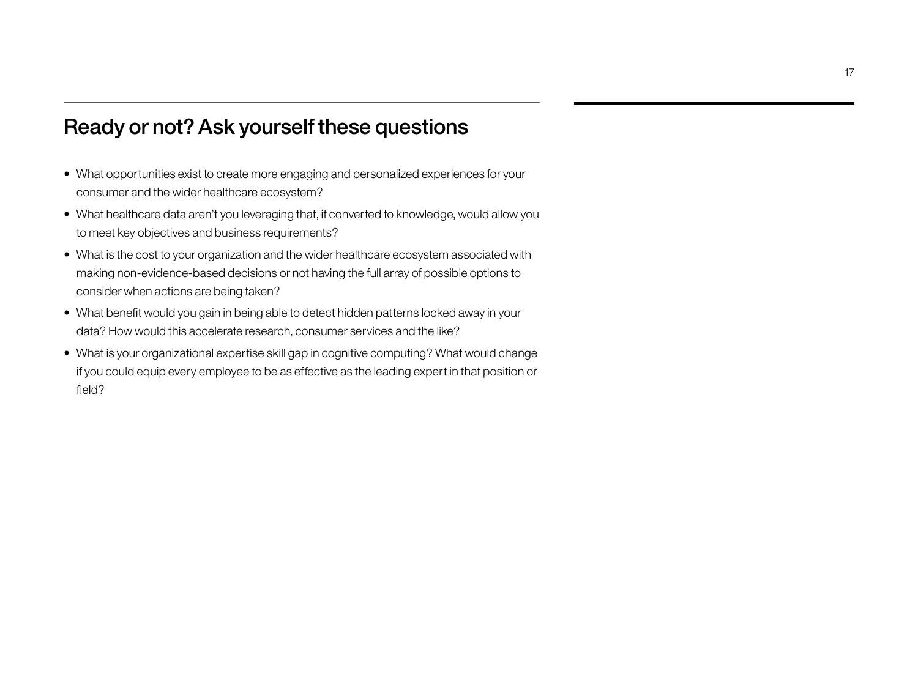## Ready or not? Ask yourself these questions

- What opportunities exist to create more engaging and personalized experiences for your consumer and the wider healthcare ecosystem?
- What healthcare data aren't you leveraging that, if converted to knowledge, would allow you to meet key objectives and business requirements?
- What is the cost to your organization and the wider healthcare ecosystem associated with making non-evidence-based decisions or not having the full array of possible options to consider when actions are being taken?
- What benefit would you gain in being able to detect hidden patterns locked away in your data? How would this accelerate research, consumer services and the like?
- What is your organizational expertise skill gap in cognitive computing? What would change if you could equip every employee to be as effective as the leading expert in that position or field?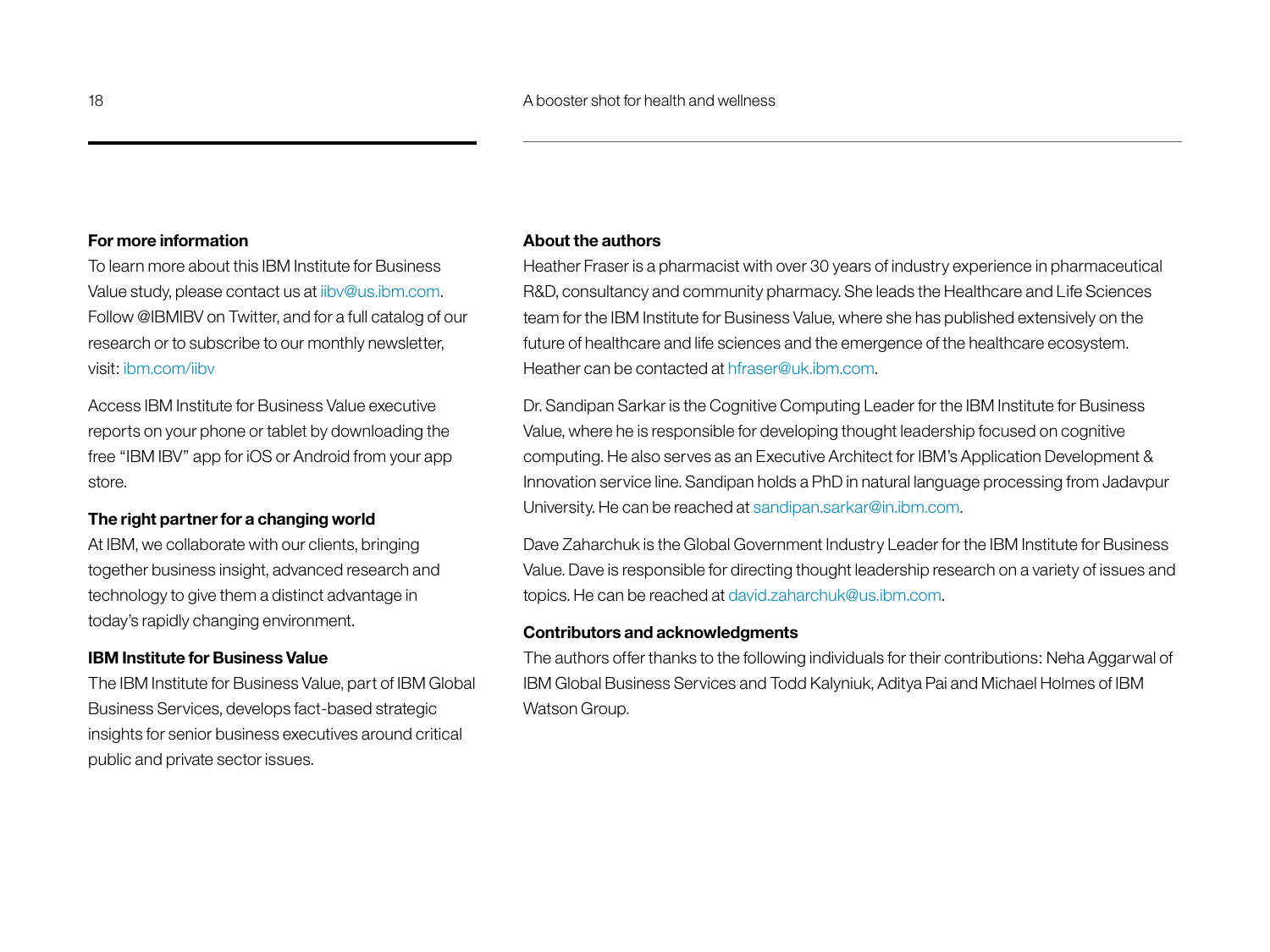## For more information

To learn more about this IBM Institute for Business Value study, please contact us at iibv@us.ibm.com. Follow @IBMIBV on Twitter, and for a full catalog of our research or to subscribe to our monthly newsletter, visit: ibm.com/iibv

Access IBM Institute for Business Value executive reports on your phone or tablet by downloading the free "IBM IBV" app for iOS or Android from your app store.

## The right partner for a changing world

At IBM, we collaborate with our clients, bringing together business insight, advanced research and technology to give them a distinct advantage in today's rapidly changing environment.

## IBM Institute for Business Value

The IBM Institute for Business Value, part of IBM Global Business Services, develops fact-based strategic insights for senior business executives around critical public and private sector issues.

## About the authors

Heather Fraser is a pharmacist with over 30 years of industry experience in pharmaceutical R&D, consultancy and community pharmacy. She leads the Healthcare and Life Sciences team for the IBM Institute for Business Value, where she has published extensively on the future of healthcare and life sciences and the emergence of the healthcare ecosystem. Heather can be contacted at hfraser@uk.ibm.com.

Dr. Sandipan Sarkar is the Cognitive Computing Leader for the IBM Institute for Business Value, where he is responsible for developing thought leadership focused on cognitive computing. He also serves as an Executive Architect for IBM's Application Development & Innovation service line. Sandipan holds a PhD in natural language processing from Jadavpur University. He can be reached at sandipan.sarkar@in.ibm.com.

Dave Zaharchuk is the Global Government Industry Leader for the IBM Institute for Business Value. Dave is responsible for directing thought leadership research on a variety of issues and topics. He can be reached at david.zaharchuk@us.ibm.com.

## Contributors and acknowledgments

The authors offer thanks to the following individuals for their contributions: Neha Aggarwal of IBM Global Business Services and Todd Kalyniuk, Aditya Pai and Michael Holmes of IBM Watson Group.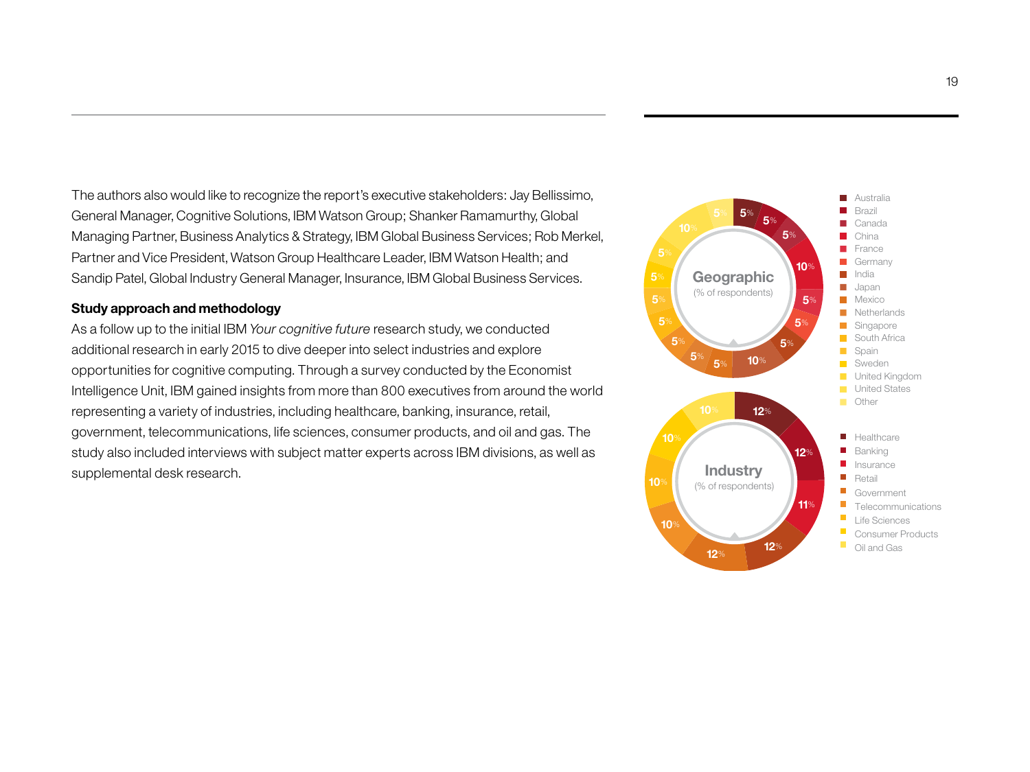The authors also would like to recognize the report's executive stakeholders: Jay Bellissimo, General Manager, Cognitive Solutions, IBM Watson Group; Shanker Ramamurthy, Global Managing Partner, Business Analytics & Strategy, IBM Global Business Services; Rob Merkel, Partner and Vice President, Watson Group Healthcare Leader, IBM Watson Health; and Sandip Patel, Global Industry General Manager, Insurance, IBM Global Business Services.

**Study approach and methodology**

As a follow up to the initial IBM *Your cognitive future* research study, we conducted additional research in early 2015 to dive deeper into select industries and explore opportunities for cognitive computing. Through a survey conducted by the Economist Intelligence Unit, IBM gained insights from more than 800 executives from around the world representing a variety of industries, including healthcare, banking, insurance, retail, government, telecommunications, life sciences, consumer products, and oil and gas. The study also included interviews with subject matter experts across IBM divisions, as well as supplemental desk research.

**Geographic** (% of respondents)

| Country | % |
|---|---|
| Australia | 5% |
| Brazil | 5% |
| Canada | 5% |
| China | 10% |
| France | 5% |
| Germany | 5% |
| India | 5% |
| Japan | 10% |
| Mexico | 5% |
| Netherlands | 5% |
| Singapore | 5% |
| South Africa | 5% |
| Spain | 5% |
| Sweden | 5% |
| United Kingdom | 5% |
| United States | 10% |
| Other | 5% |

**Industry** (% of respondents)

| Industry | % |
|---|---|
| Healthcare | 12% |
| Banking | 12% |
| Insurance | 11% |
| Retail | 12% |
| Government | 12% |
| Telecommunications | 10% |
| Life Sciences | 10% |
| Consumer Products | 10% |
| Oil and Gas | 10% |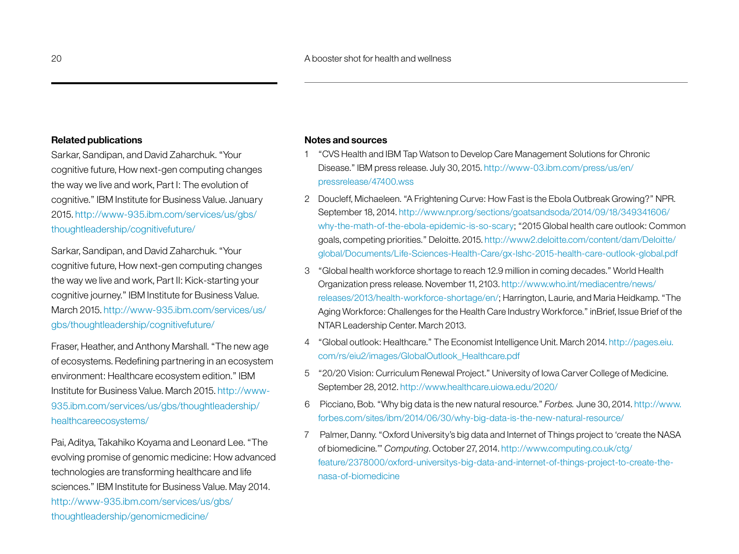## Related publications

Sarkar, Sandipan, and David Zaharchuk. "Your cognitive future, How next-gen computing changes the way we live and work, Part I: The evolution of cognitive." IBM Institute for Business Value. January 2015. http://www-935.ibm.com/services/us/gbs/thoughtleadership/cognitivefuture/

Sarkar, Sandipan, and David Zaharchuk. "Your cognitive future, How next-gen computing changes the way we live and work, Part II: Kick-starting your cognitive journey." IBM Institute for Business Value. March 2015. http://www-935.ibm.com/services/us/gbs/thoughtleadership/cognitivefuture/

Fraser, Heather, and Anthony Marshall. "The new age of ecosystems. Redefining partnering in an ecosystem environment: Healthcare ecosystem edition." IBM Institute for Business Value. March 2015. http://www-935.ibm.com/services/us/gbs/thoughtleadership/healthcareecosystems/

Pai, Aditya, Takahiko Koyama and Leonard Lee. "The evolving promise of genomic medicine: How advanced technologies are transforming healthcare and life sciences." IBM Institute for Business Value. May 2014. http://www-935.ibm.com/services/us/gbs/thoughtleadership/genomicmedicine/

## Notes and sources

1. "CVS Health and IBM Tap Watson to Develop Care Management Solutions for Chronic Disease." IBM press release. July 30, 2015. http://www-03.ibm.com/press/us/en/pressrelease/47400.wss
2. Doucleff, Michaeleen. "A Frightening Curve: How Fast is the Ebola Outbreak Growing?" NPR. September 18, 2014. http://www.npr.org/sections/goatsandsoda/2014/09/18/349341606/why-the-math-of-the-ebola-epidemic-is-so-scary; "2015 Global health care outlook: Common goals, competing priorities." Deloitte. 2015. http://www2.deloitte.com/content/dam/Deloitte/global/Documents/Life-Sciences-Health-Care/gx-lshc-2015-health-care-outlook-global.pdf
3. "Global health workforce shortage to reach 12.9 million in coming decades." World Health Organization press release. November 11, 2103. http://www.who.int/mediacentre/news/releases/2013/health-workforce-shortage/en/; Harrington, Laurie, and Maria Heidkamp. "The Aging Workforce: Challenges for the Health Care Industry Workforce." inBrief, Issue Brief of the NTAR Leadership Center. March 2013.
4. "Global outlook: Healthcare." The Economist Intelligence Unit. March 2014. http://pages.eiu.com/rs/eiu2/images/GlobalOutlook_Healthcare.pdf
5. "20/20 Vision: Curriculum Renewal Project." University of Iowa Carver College of Medicine. September 28, 2012. http://www.healthcare.uiowa.edu/2020/
6. Picciano, Bob. "Why big data is the new natural resource." *Forbes.* June 30, 2014. http://www.forbes.com/sites/ibm/2014/06/30/why-big-data-is-the-new-natural-resource/
7. Palmer, Danny. "Oxford University's big data and Internet of Things project to 'create the NASA of biomedicine.'" *Computing*. October 27, 2014. http://www.computing.co.uk/ctg/feature/2378000/oxford-universitys-big-data-and-internet-of-things-project-to-create-the-nasa-of-biomedicine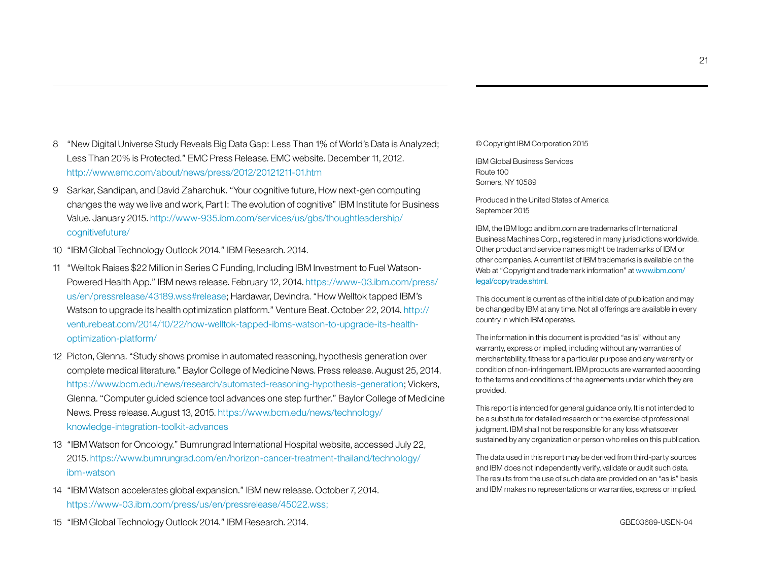8 "New Digital Universe Study Reveals Big Data Gap: Less Than 1% of World's Data is Analyzed; Less Than 20% is Protected." EMC Press Release. EMC website. December 11, 2012. http://www.emc.com/about/news/press/2012/20121211-01.htm

9 Sarkar, Sandipan, and David Zaharchuk. "Your cognitive future, How next-gen computing changes the way we live and work, Part I: The evolution of cognitive" IBM Institute for Business Value. January 2015. http://www-935.ibm.com/services/us/gbs/thoughtleadership/cognitivefuture/

10 "IBM Global Technology Outlook 2014." IBM Research. 2014.

11 "Welltok Raises $22 Million in Series C Funding, Including IBM Investment to Fuel Watson-Powered Health App." IBM news release. February 12, 2014. https://www-03.ibm.com/press/us/en/pressrelease/43189.wss#release; Hardawar, Devindra. "How Welltok tapped IBM's Watson to upgrade its health optimization platform." Venture Beat. October 22, 2014. http://venturebeat.com/2014/10/22/how-welltok-tapped-ibms-watson-to-upgrade-its-health-optimization-platform/

12 Picton, Glenna. "Study shows promise in automated reasoning, hypothesis generation over complete medical literature." Baylor College of Medicine News. Press release. August 25, 2014. https://www.bcm.edu/news/research/automated-reasoning-hypothesis-generation; Vickers, Glenna. "Computer guided science tool advances one step further." Baylor College of Medicine News. Press release. August 13, 2015. https://www.bcm.edu/news/technology/knowledge-integration-toolkit-advances

13 "IBM Watson for Oncology." Bumrungrad International Hospital website, accessed July 22, 2015. https://www.bumrungrad.com/en/horizon-cancer-treatment-thailand/technology/ibm-watson

14 "IBM Watson accelerates global expansion." IBM new release. October 7, 2014. https://www-03.ibm.com/press/us/en/pressrelease/45022.wss;

15 "IBM Global Technology Outlook 2014." IBM Research. 2014.

© Copyright IBM Corporation 2015

IBM Global Business Services
Route 100
Somers, NY 10589

Produced in the United States of America
September 2015

IBM, the IBM logo and ibm.com are trademarks of International Business Machines Corp., registered in many jurisdictions worldwide. Other product and service names might be trademarks of IBM or other companies. A current list of IBM trademarks is available on the Web at "Copyright and trademark information" at www.ibm.com/legal/copytrade.shtml.

This document is current as of the initial date of publication and may be changed by IBM at any time. Not all offerings are available in every country in which IBM operates.

The information in this document is provided "as is" without any warranty, express or implied, including without any warranties of merchantability, fitness for a particular purpose and any warranty or condition of non-infringement. IBM products are warranted according to the terms and conditions of the agreements under which they are provided.

This report is intended for general guidance only. It is not intended to be a substitute for detailed research or the exercise of professional judgment. IBM shall not be responsible for any loss whatsoever sustained by any organization or person who relies on this publication.

The data used in this report may be derived from third-party sources and IBM does not independently verify, validate or audit such data. The results from the use of such data are provided on an "as is" basis and IBM makes no representations or warranties, express or implied.

GBE03689-USEN-04